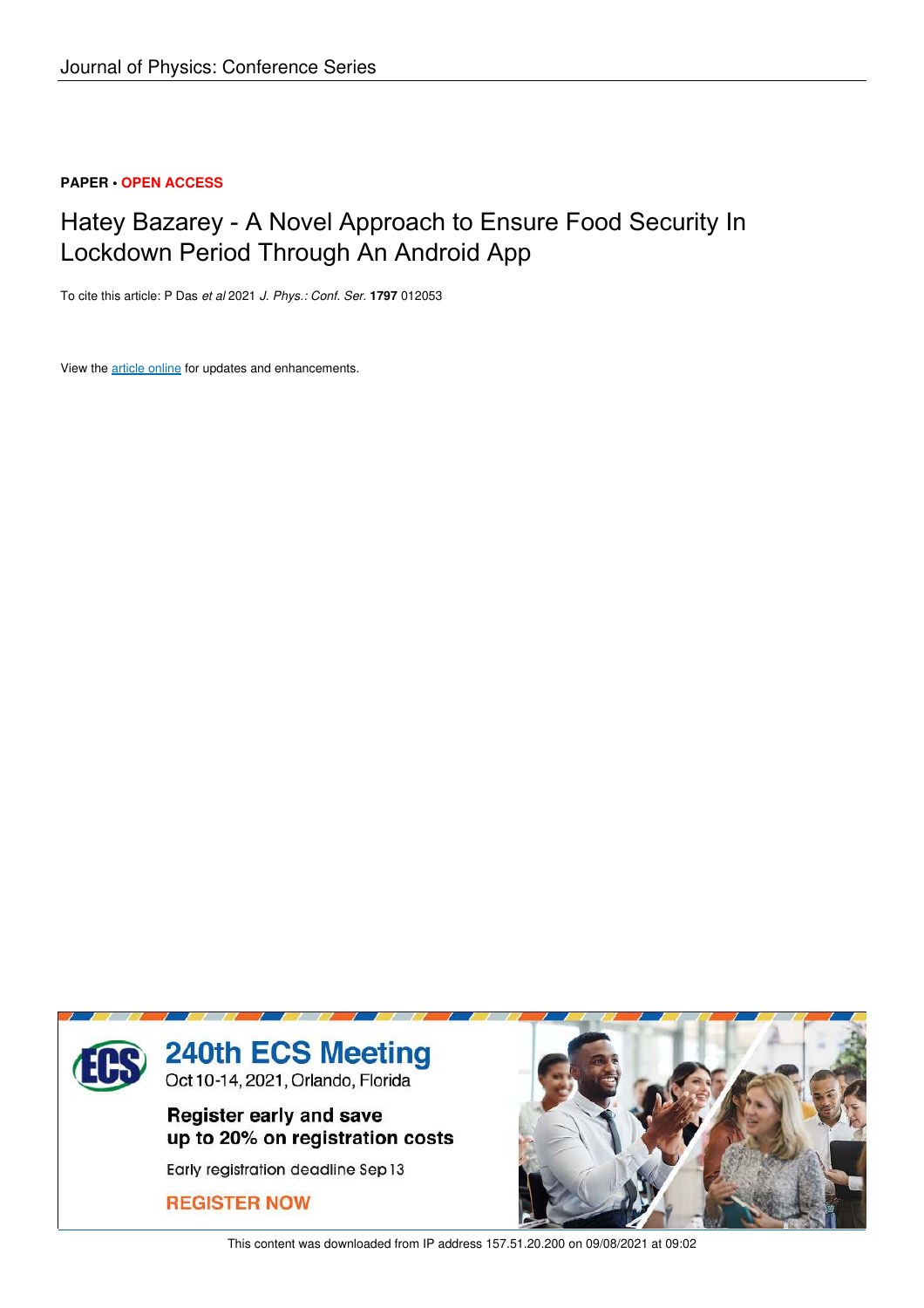Journal of Physics: Conference Series

**PAPER • OPEN ACCESS**

# Hatey Bazarey - A Novel Approach to Ensure Food Security In Lockdown Period Through An Android App

To cite this article: P Das *et al* 2021 *J. Phys.: Conf. Ser.* **1797** 012053

View the article online for updates and enhancements.

240th ECS Meeting
Oct 10-14, 2021, Orlando, Florida

Register early and save up to 20% on registration costs

Early registration deadline Sep 13

REGISTER NOW

This content was downloaded from IP address 157.51.20.200 on 09/08/2021 at 09:02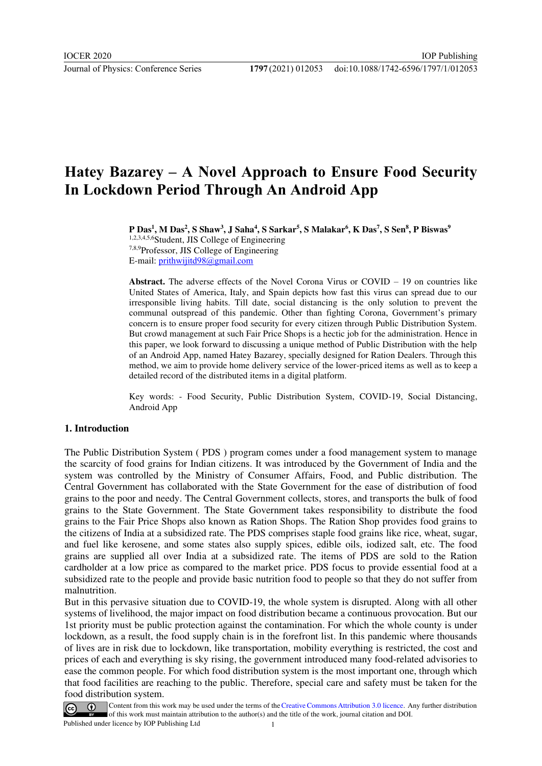# Hatey Bazarey – A Novel Approach to Ensure Food Security In Lockdown Period Through An Android App

**P Das[1], M Das[2], S Shaw[3], J Saha[4], S Sarkar[5], S Malakar[6], K Das[7], S Sen[8], P Biswas[9]**
[1,2,3,4,5,6]Student, JIS College of Engineering
[7,8,9]Professor, JIS College of Engineering
E-mail: prithwijitd98@gmail.com

**Abstract.** The adverse effects of the Novel Corona Virus or COVID – 19 on countries like United States of America, Italy, and Spain depicts how fast this virus can spread due to our irresponsible living habits. Till date, social distancing is the only solution to prevent the communal outspread of this pandemic. Other than fighting Corona, Government's primary concern is to ensure proper food security for every citizen through Public Distribution System. But crowd management at such Fair Price Shops is a hectic job for the administration. Hence in this paper, we look forward to discussing a unique method of Public Distribution with the help of an Android App, named Hatey Bazarey, specially designed for Ration Dealers. Through this method, we aim to provide home delivery service of the lower-priced items as well as to keep a detailed record of the distributed items in a digital platform.

Key words: - Food Security, Public Distribution System, COVID-19, Social Distancing, Android App

## 1. Introduction

The Public Distribution System ( PDS ) program comes under a food management system to manage the scarcity of food grains for Indian citizens. It was introduced by the Government of India and the system was controlled by the Ministry of Consumer Affairs, Food, and Public distribution. The Central Government has collaborated with the State Government for the ease of distribution of food grains to the poor and needy. The Central Government collects, stores, and transports the bulk of food grains to the State Government. The State Government takes responsibility to distribute the food grains to the Fair Price Shops also known as Ration Shops. The Ration Shop provides food grains to the citizens of India at a subsidized rate. The PDS comprises staple food grains like rice, wheat, sugar, and fuel like kerosene, and some states also supply spices, edible oils, iodized salt, etc. The food grains are supplied all over India at a subsidized rate. The items of PDS are sold to the Ration cardholder at a low price as compared to the market price. PDS focus to provide essential food at a subsidized rate to the people and provide basic nutrition food to people so that they do not suffer from malnutrition.

But in this pervasive situation due to COVID-19, the whole system is disrupted. Along with all other systems of livelihood, the major impact on food distribution became a continuous provocation. But our 1st priority must be public protection against the contamination. For which the whole county is under lockdown, as a result, the food supply chain is in the forefront list. In this pandemic where thousands of lives are in risk due to lockdown, like transportation, mobility everything is restricted, the cost and prices of each and everything is sky rising, the government introduced many food-related advisories to ease the common people. For which food distribution system is the most important one, through which that food facilities are reaching to the public. Therefore, special care and safety must be taken for the food distribution system.

Content from this work may be used under the terms of the Creative Commons Attribution 3.0 licence. Any further distribution of this work must maintain attribution to the author(s) and the title of the work, journal citation and DOI.
Published under licence by IOP Publishing Ltd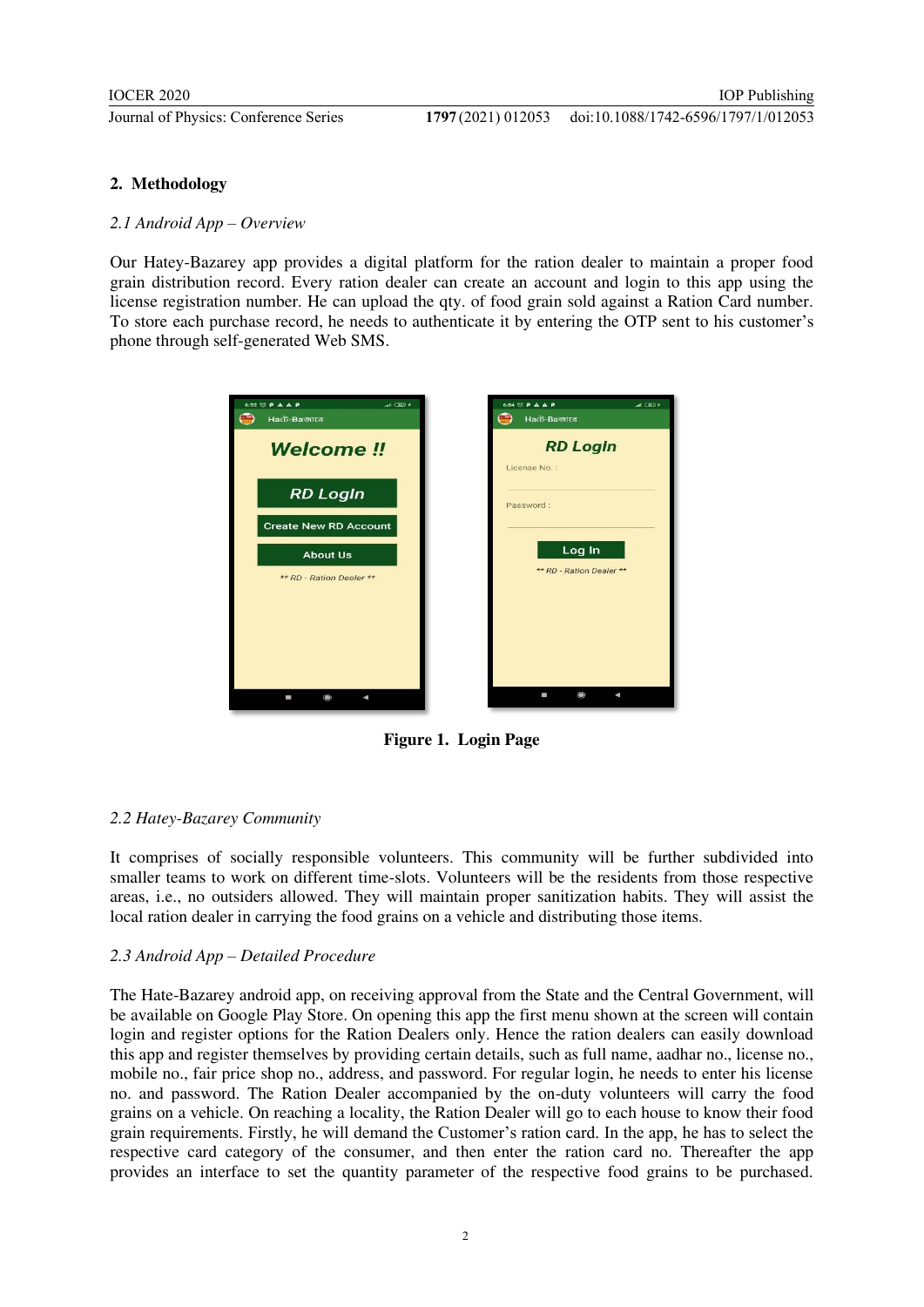## 2. Methodology

### *2.1 Android App – Overview*

Our Hatey-Bazarey app provides a digital platform for the ration dealer to maintain a proper food grain distribution record. Every ration dealer can create an account and login to this app using the license registration number. He can upload the qty. of food grain sold against a Ration Card number. To store each purchase record, he needs to authenticate it by entering the OTP sent to his customer's phone through self-generated Web SMS.

**Figure 1. Login Page**

### *2.2 Hatey-Bazarey Community*

It comprises of socially responsible volunteers. This community will be further subdivided into smaller teams to work on different time-slots. Volunteers will be the residents from those respective areas, i.e., no outsiders allowed. They will maintain proper sanitization habits. They will assist the local ration dealer in carrying the food grains on a vehicle and distributing those items.

### *2.3 Android App – Detailed Procedure*

The Hate-Bazarey android app, on receiving approval from the State and the Central Government, will be available on Google Play Store. On opening this app the first menu shown at the screen will contain login and register options for the Ration Dealers only. Hence the ration dealers can easily download this app and register themselves by providing certain details, such as full name, aadhar no., license no., mobile no., fair price shop no., address, and password. For regular login, he needs to enter his license no. and password. The Ration Dealer accompanied by the on-duty volunteers will carry the food grains on a vehicle. On reaching a locality, the Ration Dealer will go to each house to know their food grain requirements. Firstly, he will demand the Customer's ration card. In the app, he has to select the respective card category of the consumer, and then enter the ration card no. Thereafter the app provides an interface to set the quantity parameter of the respective food grains to be purchased.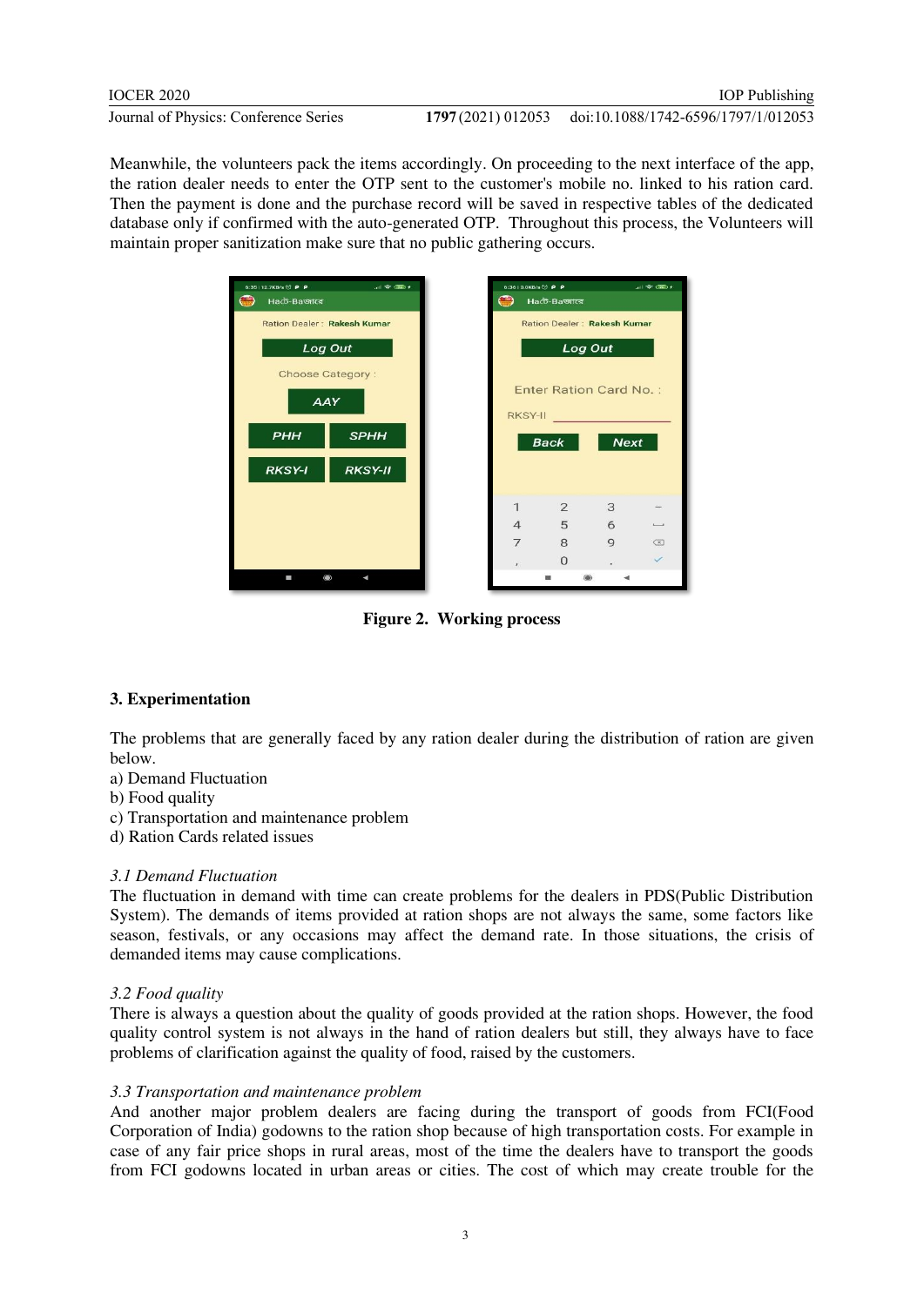Meanwhile, the volunteers pack the items accordingly. On proceeding to the next interface of the app, the ration dealer needs to enter the OTP sent to the customer's mobile no. linked to his ration card. Then the payment is done and the purchase record will be saved in respective tables of the dedicated database only if confirmed with the auto-generated OTP. Throughout this process, the Volunteers will maintain proper sanitization make sure that no public gathering occurs.

**Figure 2. Working process**

## 3. Experimentation

The problems that are generally faced by any ration dealer during the distribution of ration are given below.

a) Demand Fluctuation
b) Food quality
c) Transportation and maintenance problem
d) Ration Cards related issues

### *3.1 Demand Fluctuation*

The fluctuation in demand with time can create problems for the dealers in PDS(Public Distribution System). The demands of items provided at ration shops are not always the same, some factors like season, festivals, or any occasions may affect the demand rate. In those situations, the crisis of demanded items may cause complications.

### *3.2 Food quality*

There is always a question about the quality of goods provided at the ration shops. However, the food quality control system is not always in the hand of ration dealers but still, they always have to face problems of clarification against the quality of food, raised by the customers.

### *3.3 Transportation and maintenance problem*

And another major problem dealers are facing during the transport of goods from FCI(Food Corporation of India) godowns to the ration shop because of high transportation costs. For example in case of any fair price shops in rural areas, most of the time the dealers have to transport the goods from FCI godowns located in urban areas or cities. The cost of which may create trouble for the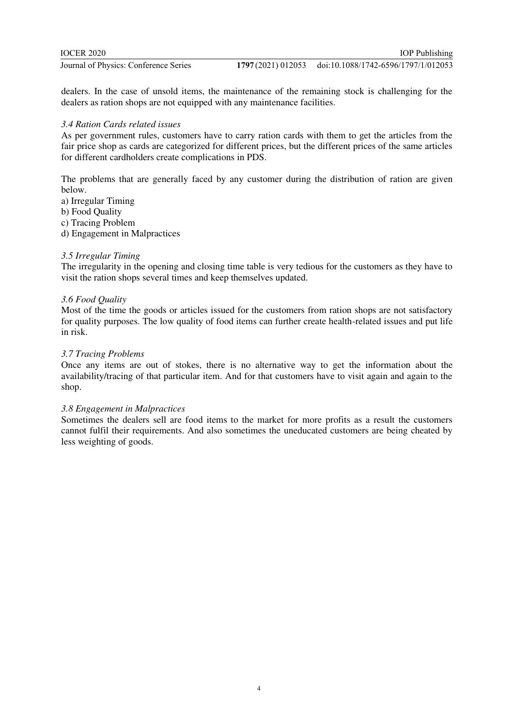dealers. In the case of unsold items, the maintenance of the remaining stock is challenging for the dealers as ration shops are not equipped with any maintenance facilities.

### *3.4 Ration Cards related issues*

As per government rules, customers have to carry ration cards with them to get the articles from the fair price shop as cards are categorized for different prices, but the different prices of the same articles for different cardholders create complications in PDS.

The problems that are generally faced by any customer during the distribution of ration are given below.

a) Irregular Timing
b) Food Quality
c) Tracing Problem
d) Engagement in Malpractices

### *3.5 Irregular Timing*

The irregularity in the opening and closing time table is very tedious for the customers as they have to visit the ration shops several times and keep themselves updated.

### *3.6 Food Quality*

Most of the time the goods or articles issued for the customers from ration shops are not satisfactory for quality purposes. The low quality of food items can further create health-related issues and put life in risk.

### *3.7 Tracing Problems*

Once any items are out of stokes, there is no alternative way to get the information about the availability/tracing of that particular item. And for that customers have to visit again and again to the shop.

### *3.8 Engagement in Malpractices*

Sometimes the dealers sell are food items to the market for more profits as a result the customers cannot fulfil their requirements. And also sometimes the uneducated customers are being cheated by less weighting of goods.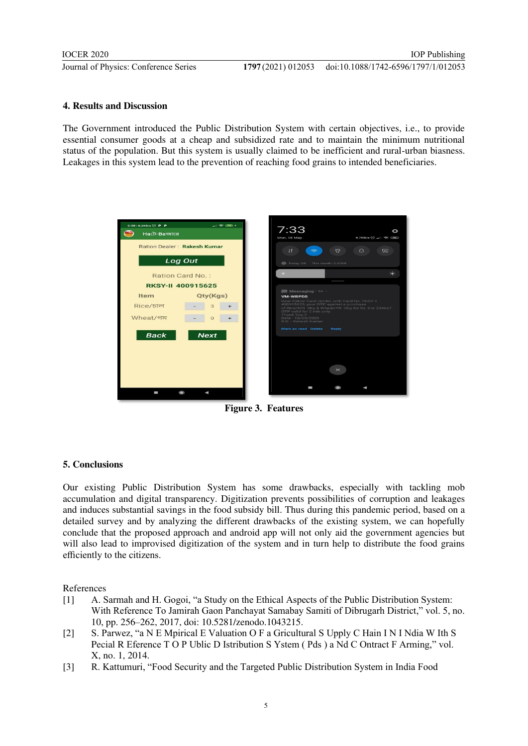## 4. Results and Discussion

The Government introduced the Public Distribution System with certain objectives, i.e., to provide essential consumer goods at a cheap and subsidized rate and to maintain the minimum nutritional status of the population. But this system is usually claimed to be inefficient and rural-urban biasness. Leakages in this system lead to the prevention of reaching food grains to intended beneficiaries.

**Figure 3. Features**

## 5. Conclusions

Our existing Public Distribution System has some drawbacks, especially with tackling mob accumulation and digital transparency. Digitization prevents possibilities of corruption and leakages and induces substantial savings in the food subsidy bill. Thus during this pandemic period, based on a detailed survey and by analyzing the different drawbacks of the existing system, we can hopefully conclude that the proposed approach and android app will not only aid the government agencies but will also lead to improvised digitization of the system and in turn help to distribute the food grains efficiently to the citizens.

References

[1] A. Sarmah and H. Gogoi, "a Study on the Ethical Aspects of the Public Distribution System: With Reference To Jamirah Gaon Panchayat Samabay Samiti of Dibrugarh District," vol. 5, no. 10, pp. 256–262, 2017, doi: 10.5281/zenodo.1043215.

[2] S. Parwez, "a N E Mpirical E Valuation O F a Gricultural S Upply C Hain I N I Ndia W Ith S Pecial R Eference T O P Ublic D Istribution S Ystem ( Pds ) a Nd C Ontract F Arming," vol. X, no. 1, 2014.

[3] R. Kattumuri, "Food Security and the Targeted Public Distribution System in India Food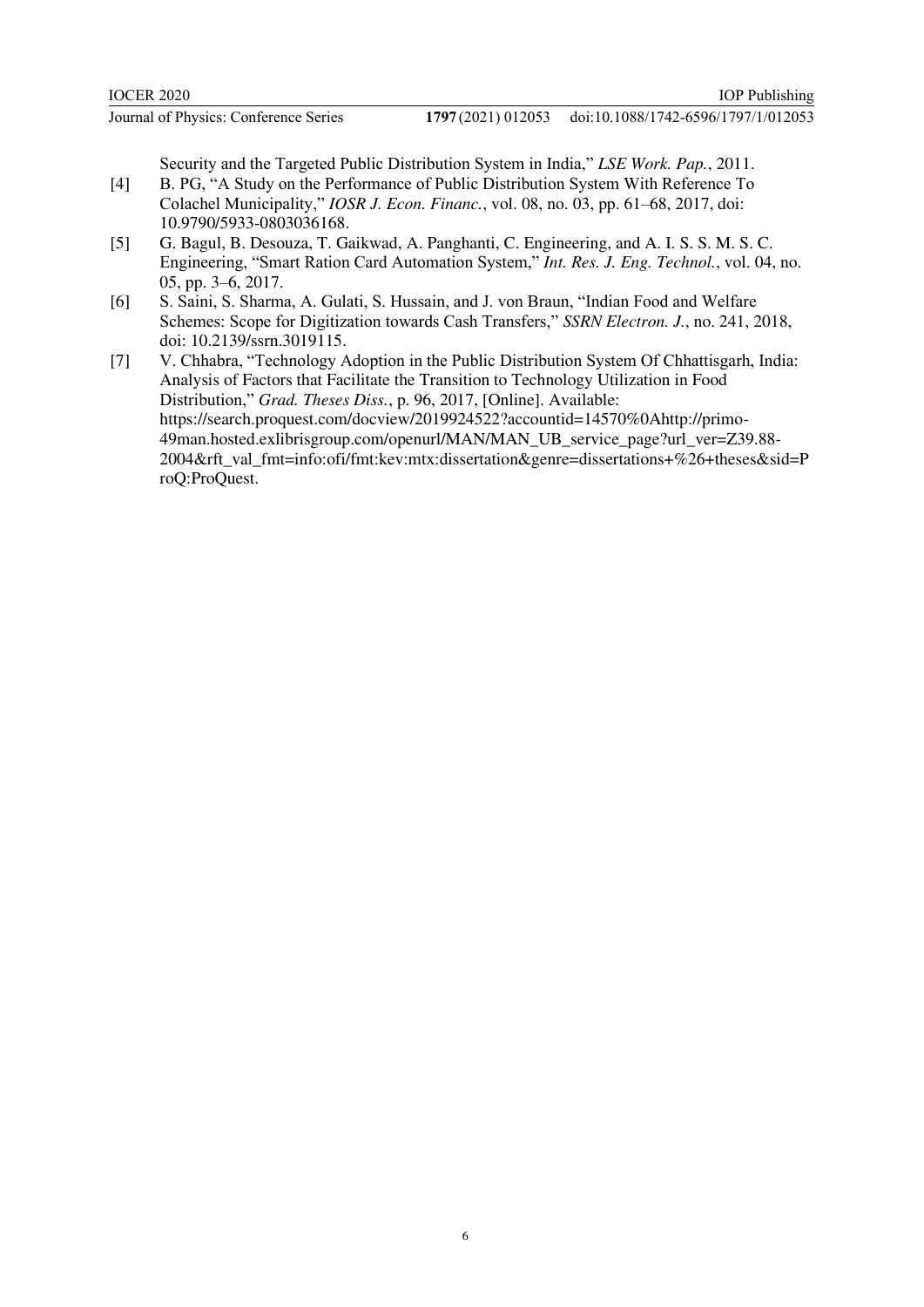Security and the Targeted Public Distribution System in India," *LSE Work. Pap.*, 2011.

[4] B. PG, "A Study on the Performance of Public Distribution System With Reference To Colachel Municipality," *IOSR J. Econ. Financ.*, vol. 08, no. 03, pp. 61–68, 2017, doi: 10.9790/5933-0803036168.

[5] G. Bagul, B. Desouza, T. Gaikwad, A. Panghanti, C. Engineering, and A. I. S. S. M. S. C. Engineering, "Smart Ration Card Automation System," *Int. Res. J. Eng. Technol.*, vol. 04, no. 05, pp. 3–6, 2017.

[6] S. Saini, S. Sharma, A. Gulati, S. Hussain, and J. von Braun, "Indian Food and Welfare Schemes: Scope for Digitization towards Cash Transfers," *SSRN Electron. J.*, no. 241, 2018, doi: 10.2139/ssrn.3019115.

[7] V. Chhabra, "Technology Adoption in the Public Distribution System Of Chhattisgarh, India: Analysis of Factors that Facilitate the Transition to Technology Utilization in Food Distribution," *Grad. Theses Diss.*, p. 96, 2017, [Online]. Available: https://search.proquest.com/docview/2019924522?accountid=14570%0Ahttp://primo-49man.hosted.exlibrisgroup.com/openurl/MAN/MAN_UB_service_page?url_ver=Z39.88-2004&rft_val_fmt=info:ofi/fmt:kev:mtx:dissertation&genre=dissertations+%26+theses&sid=ProQ:ProQuest.